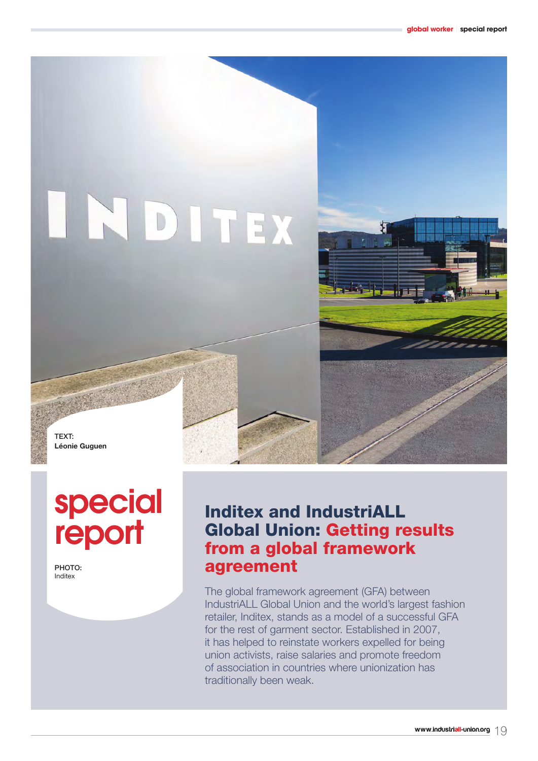TEXT:
**Léonie Guguen**

# special report

PHOTO:
Inditex

## Inditex and IndustriALL Global Union: Getting results from a global framework agreement

The global framework agreement (GFA) between IndustriALL Global Union and the world's largest fashion retailer, Inditex, stands as a model of a successful GFA for the rest of garment sector. Established in 2007, it has helped to reinstate workers expelled for being union activists, raise salaries and promote freedom of association in countries where unionization has traditionally been weak.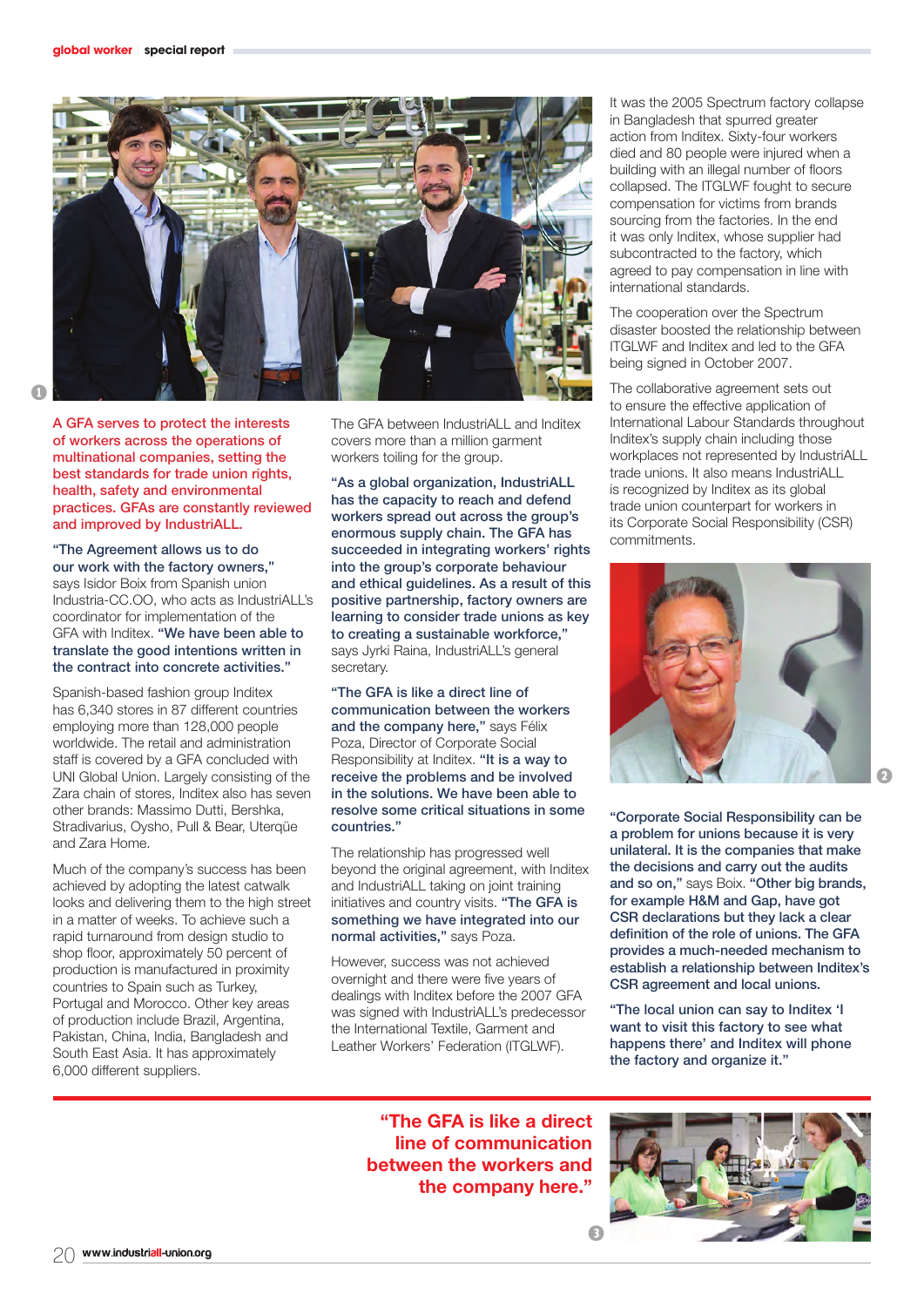**A GFA serves to protect the interests of workers across the operations of multinational companies, setting the best standards for trade union rights, health, safety and environmental practices. GFAs are constantly reviewed and improved by IndustriALL.**

**"The Agreement allows us to do our work with the factory owners,"** says Isidor Boix from Spanish union Industria-CC.OO, who acts as IndustriALL's coordinator for implementation of the GFA with Inditex. **"We have been able to translate the good intentions written in the contract into concrete activities."**

Spanish-based fashion group Inditex has 6,340 stores in 87 different countries employing more than 128,000 people worldwide. The retail and administration staff is covered by a GFA concluded with UNI Global Union. Largely consisting of the Zara chain of stores, Inditex also has seven other brands: Massimo Dutti, Bershka, Stradivarius, Oysho, Pull & Bear, Uterqüe and Zara Home.

Much of the company's success has been achieved by adopting the latest catwalk looks and delivering them to the high street in a matter of weeks. To achieve such a rapid turnaround from design studio to shop floor, approximately 50 percent of production is manufactured in proximity countries to Spain such as Turkey, Portugal and Morocco. Other key areas of production include Brazil, Argentina, Pakistan, China, India, Bangladesh and South East Asia. It has approximately 6,000 different suppliers.

The GFA between IndustriALL and Inditex covers more than a million garment workers toiling for the group.

**"As a global organization, IndustriALL has the capacity to reach and defend workers spread out across the group's enormous supply chain. The GFA has succeeded in integrating workers' rights into the group's corporate behaviour and ethical guidelines. As a result of this positive partnership, factory owners are learning to consider trade unions as key to creating a sustainable workforce,"** says Jyrki Raina, IndustriALL's general secretary.

**"The GFA is like a direct line of communication between the workers and the company here,"** says Félix Poza, Director of Corporate Social Responsibility at Inditex. **"It is a way to receive the problems and be involved in the solutions. We have been able to resolve some critical situations in some countries."**

The relationship has progressed well beyond the original agreement, with Inditex and IndustriALL taking on joint training initiatives and country visits. **"The GFA is something we have integrated into our normal activities,"** says Poza.

However, success was not achieved overnight and there were five years of dealings with Inditex before the 2007 GFA was signed with IndustriALL's predecessor the International Textile, Garment and Leather Workers' Federation (ITGLWF).

It was the 2005 Spectrum factory collapse in Bangladesh that spurred greater action from Inditex. Sixty-four workers died and 80 people were injured when a building with an illegal number of floors collapsed. The ITGLWF fought to secure compensation for victims from brands sourcing from the factories. In the end it was only Inditex, whose supplier had subcontracted to the factory, which agreed to pay compensation in line with international standards.

The cooperation over the Spectrum disaster boosted the relationship between ITGLWF and Inditex and led to the GFA being signed in October 2007.

The collaborative agreement sets out to ensure the effective application of International Labour Standards throughout Inditex's supply chain including those workplaces not represented by IndustriALL trade unions. It also means IndustriALL is recognized by Inditex as its global trade union counterpart for workers in its Corporate Social Responsibility (CSR) commitments.

**"Corporate Social Responsibility can be a problem for unions because it is very unilateral. It is the companies that make the decisions and carry out the audits and so on,"** says Boix. **"Other big brands, for example H&M and Gap, have got CSR declarations but they lack a clear definition of the role of unions. The GFA provides a much-needed mechanism to establish a relationship between Inditex's CSR agreement and local unions.**

**"The local union can say to Inditex 'I want to visit this factory to see what happens there' and Inditex will phone the factory and organize it."**

**"The GFA is like a direct line of communication between the workers and the company here."**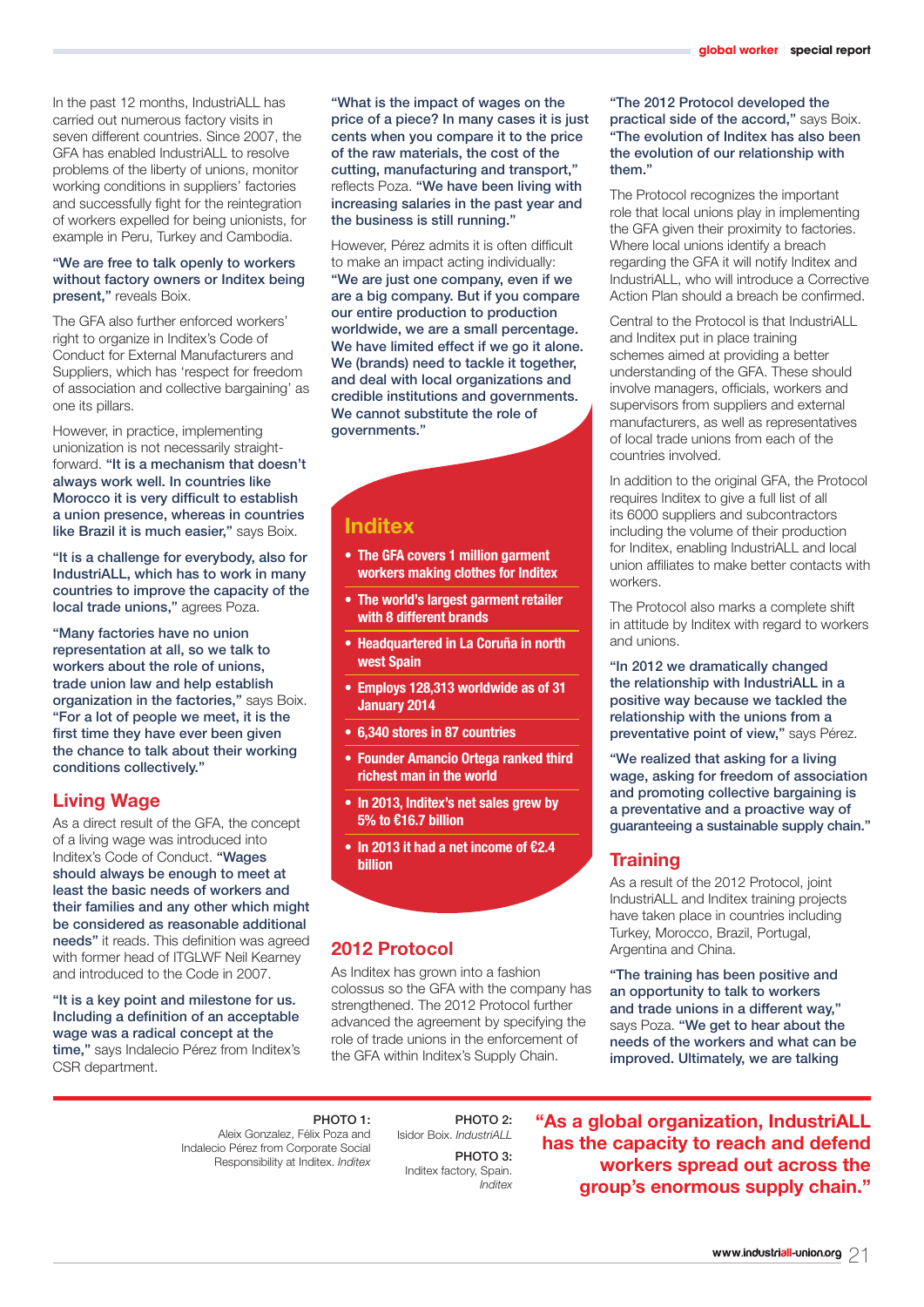In the past 12 months, IndustriALL has carried out numerous factory visits in seven different countries. Since 2007, the GFA has enabled IndustriALL to resolve problems of the liberty of unions, monitor working conditions in suppliers' factories and successfully fight for the reintegration of workers expelled for being unionists, for example in Peru, Turkey and Cambodia.

**"We are free to talk openly to workers without factory owners or Inditex being present,"** reveals Boix.

The GFA also further enforced workers' right to organize in Inditex's Code of Conduct for External Manufacturers and Suppliers, which has 'respect for freedom of association and collective bargaining' as one its pillars.

However, in practice, implementing unionization is not necessarily straight-forward. **"It is a mechanism that doesn't always work well. In countries like Morocco it is very difficult to establish a union presence, whereas in countries like Brazil it is much easier,"** says Boix.

**"It is a challenge for everybody, also for IndustriALL, which has to work in many countries to improve the capacity of the local trade unions,"** agrees Poza.

**"Many factories have no union representation at all, so we talk to workers about the role of unions, trade union law and help establish organization in the factories,"** says Boix. **"For a lot of people we meet, it is the first time they have ever been given the chance to talk about their working conditions collectively."**

## Living Wage

As a direct result of the GFA, the concept of a living wage was introduced into Inditex's Code of Conduct. **"Wages should always be enough to meet at least the basic needs of workers and their families and any other which might be considered as reasonable additional needs"** it reads. This definition was agreed with former head of ITGLWF Neil Kearney and introduced to the Code in 2007.

**"It is a key point and milestone for us. Including a definition of an acceptable wage was a radical concept at the time,"** says Indalecio Pérez from Inditex's CSR department.

**"What is the impact of wages on the price of a piece? In many cases it is just cents when you compare it to the price of the raw materials, the cost of the cutting, manufacturing and transport,"** reflects Poza. **"We have been living with increasing salaries in the past year and the business is still running."**

However, Pérez admits it is often difficult to make an impact acting individually: **"We are just one company, even if we are a big company. But if you compare our entire production to production worldwide, we are a small percentage. We have limited effect if we go it alone. We (brands) need to tackle it together, and deal with local organizations and credible institutions and governments. We cannot substitute the role of governments."**

## Inditex

- **The GFA covers 1 million garment workers making clothes for Inditex**
- **The world's largest garment retailer with 8 different brands**
- **Headquartered in La Coruña in north west Spain**
- **Employs 128,313 worldwide as of 31 January 2014**
- **6,340 stores in 87 countries**
- **Founder Amancio Ortega ranked third richest man in the world**
- **In 2013, Inditex's net sales grew by 5% to €16.7 billion**
- **In 2013 it had a net income of €2.4 billion**

## 2012 Protocol

As Inditex has grown into a fashion colossus so the GFA with the company has strengthened. The 2012 Protocol further advanced the agreement by specifying the role of trade unions in the enforcement of the GFA within Inditex's Supply Chain.

**"The 2012 Protocol developed the practical side of the accord,"** says Boix. **"The evolution of Inditex has also been the evolution of our relationship with them."**

The Protocol recognizes the important role that local unions play in implementing the GFA given their proximity to factories. Where local unions identify a breach regarding the GFA it will notify Inditex and IndustriALL, who will introduce a Corrective Action Plan should a breach be confirmed.

Central to the Protocol is that IndustriALL and Inditex put in place training schemes aimed at providing a better understanding of the GFA. These should involve managers, officials, workers and supervisors from suppliers and external manufacturers, as well as representatives of local trade unions from each of the countries involved.

In addition to the original GFA, the Protocol requires Inditex to give a full list of all its 6000 suppliers and subcontractors including the volume of their production for Inditex, enabling IndustriALL and local union affiliates to make better contacts with workers.

The Protocol also marks a complete shift in attitude by Inditex with regard to workers and unions.

**"In 2012 we dramatically changed the relationship with IndustriALL in a positive way because we tackled the relationship with the unions from a preventative point of view,"** says Pérez.

**"We realized that asking for a living wage, asking for freedom of association and promoting collective bargaining is a preventative and a proactive way of guaranteeing a sustainable supply chain."**

## Training

As a result of the 2012 Protocol, joint IndustriALL and Inditex training projects have taken place in countries including Turkey, Morocco, Brazil, Portugal, Argentina and China.

**"The training has been positive and an opportunity to talk to workers and trade unions in a different way,"** says Poza. **"We get to hear about the needs of the workers and what can be improved. Ultimately, we are talking**

**PHOTO 1:** Aleix Gonzalez, Félix Poza and Indalecio Pérez from Corporate Social Responsibility at Inditex. *Inditex*

**PHOTO 2:** Isidor Boix. *IndustriALL*

**PHOTO 3:** Inditex factory, Spain. *Inditex*

**"As a global organization, IndustriALL has the capacity to reach and defend workers spread out across the group's enormous supply chain."**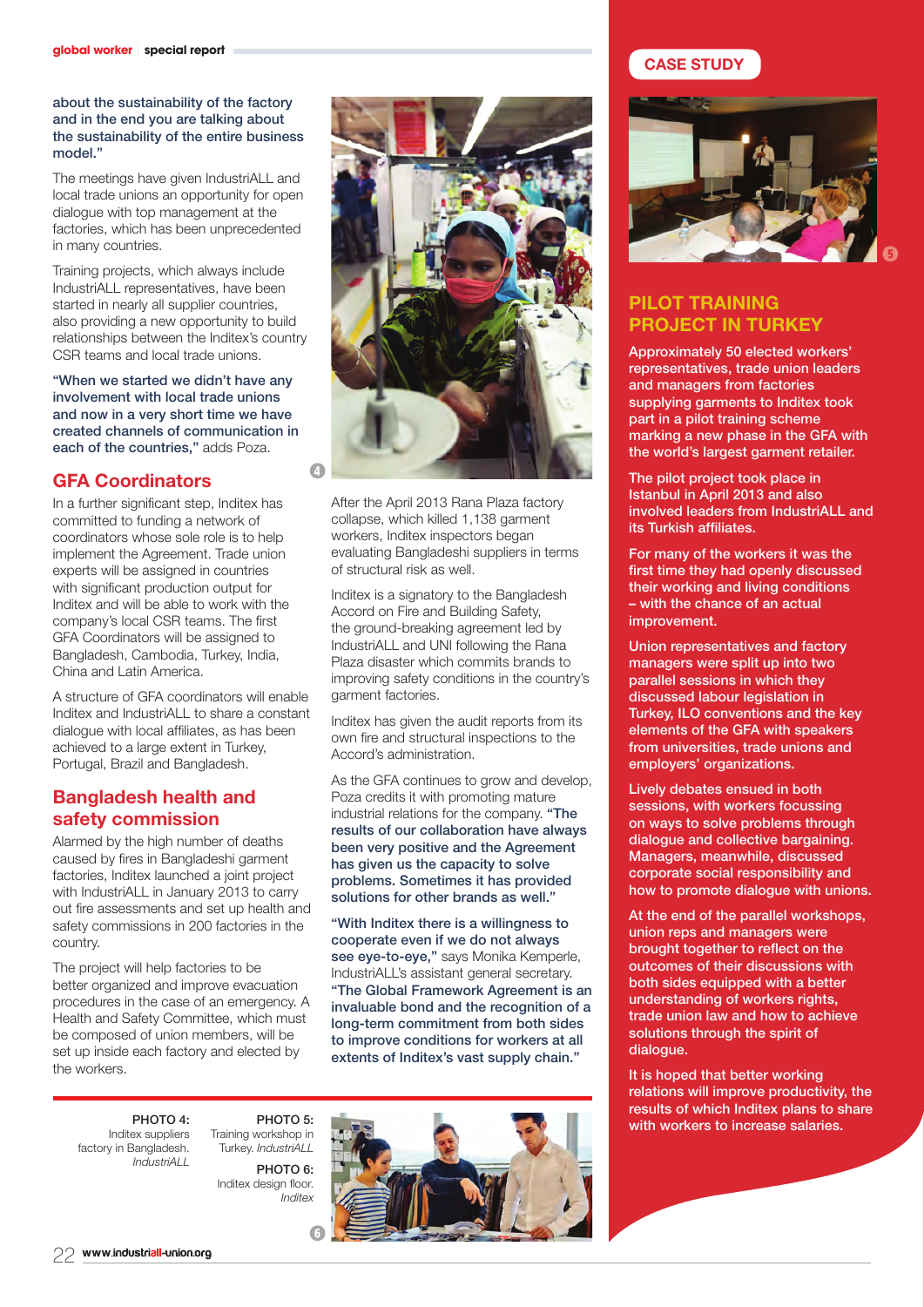about the sustainability of the factory and in the end you are talking about the sustainability of the entire business model."

The meetings have given IndustriALL and local trade unions an opportunity for open dialogue with top management at the factories, which has been unprecedented in many countries.

Training projects, which always include IndustriALL representatives, have been started in nearly all supplier countries, also providing a new opportunity to build relationships between the Inditex's country CSR teams and local trade unions.

**"When we started we didn't have any involvement with local trade unions and now in a very short time we have created channels of communication in each of the countries,"** adds Poza.

## GFA Coordinators

In a further significant step, Inditex has committed to funding a network of coordinators whose sole role is to help implement the Agreement. Trade union experts will be assigned in countries with significant production output for Inditex and will be able to work with the company's local CSR teams. The first GFA Coordinators will be assigned to Bangladesh, Cambodia, Turkey, India, China and Latin America.

A structure of GFA coordinators will enable Inditex and IndustriALL to share a constant dialogue with local affiliates, as has been achieved to a large extent in Turkey, Portugal, Brazil and Bangladesh.

## Bangladesh health and safety commission

Alarmed by the high number of deaths caused by fires in Bangladeshi garment factories, Inditex launched a joint project with IndustriALL in January 2013 to carry out fire assessments and set up health and safety commissions in 200 factories in the country.

The project will help factories to be better organized and improve evacuation procedures in the case of an emergency. A Health and Safety Committee, which must be composed of union members, will be set up inside each factory and elected by the workers.

After the April 2013 Rana Plaza factory collapse, which killed 1,138 garment workers, Inditex inspectors began evaluating Bangladeshi suppliers in terms of structural risk as well.

Inditex is a signatory to the Bangladesh Accord on Fire and Building Safety, the ground-breaking agreement led by IndustriALL and UNI following the Rana Plaza disaster which commits brands to improving safety conditions in the country's garment factories.

Inditex has given the audit reports from its own fire and structural inspections to the Accord's administration.

As the GFA continues to grow and develop, Poza credits it with promoting mature industrial relations for the company. **"The results of our collaboration have always been very positive and the Agreement has given us the capacity to solve problems. Sometimes it has provided solutions for other brands as well."**

**"With Inditex there is a willingness to cooperate even if we do not always see eye-to-eye,"** says Monika Kemperle, IndustriALL's assistant general secretary. **"The Global Framework Agreement is an invaluable bond and the recognition of a long-term commitment from both sides to improve conditions for workers at all extents of Inditex's vast supply chain."**

**PHOTO 4:** Inditex suppliers factory in Bangladesh. *IndustriALL*

**PHOTO 5:** Training workshop in Turkey. *IndustriALL*

**PHOTO 6:** Inditex design floor. *Inditex*

**CASE STUDY**

## PILOT TRAINING PROJECT IN TURKEY

Approximately 50 elected workers' representatives, trade union leaders and managers from factories supplying garments to Inditex took part in a pilot training scheme marking a new phase in the GFA with the world's largest garment retailer.

The pilot project took place in Istanbul in April 2013 and also involved leaders from IndustriALL and its Turkish affiliates.

For many of the workers it was the first time they had openly discussed their working and living conditions – with the chance of an actual improvement.

Union representatives and factory managers were split up into two parallel sessions in which they discussed labour legislation in Turkey, ILO conventions and the key elements of the GFA with speakers from universities, trade unions and employers' organizations.

Lively debates ensued in both sessions, with workers focussing on ways to solve problems through dialogue and collective bargaining. Managers, meanwhile, discussed corporate social responsibility and how to promote dialogue with unions.

At the end of the parallel workshops, union reps and managers were brought together to reflect on the outcomes of their discussions with both sides equipped with a better understanding of workers rights, trade union law and how to achieve solutions through the spirit of dialogue.

It is hoped that better working relations will improve productivity, the results of which Inditex plans to share with workers to increase salaries.